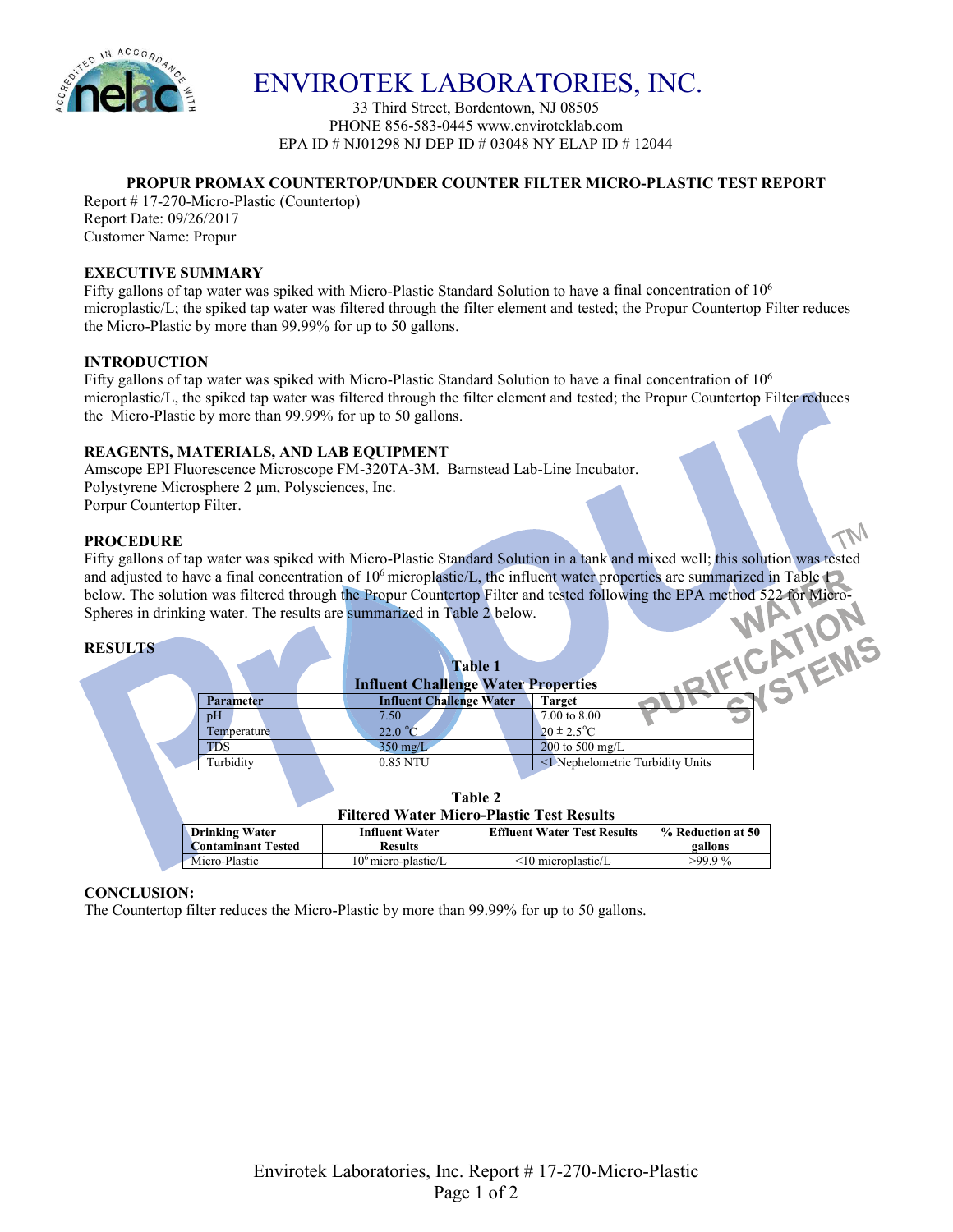# ENVIROTEK LABORATORIES, INC.

33 Third Street, Bordentown, NJ 08505
PHONE 856-583-0445 www.enviroteklab.com
EPA ID # NJ01298 NJ DEP ID # 03048 NY ELAP ID # 12044

## PROPUR PROMAX COUNTERTOP/UNDER COUNTER FILTER MICRO-PLASTIC TEST REPORT

Report # 17-270-Micro-Plastic (Countertop)
Report Date: 09/26/2017
Customer Name: Propur

### EXECUTIVE SUMMARY

Fifty gallons of tap water was spiked with Micro-Plastic Standard Solution to have a final concentration of $10^6$ microplastic/L; the spiked tap water was filtered through the filter element and tested; the Propur Countertop Filter reduces the Micro-Plastic by more than 99.99% for up to 50 gallons.

### INTRODUCTION

Fifty gallons of tap water was spiked with Micro-Plastic Standard Solution to have a final concentration of $10^6$ microplastic/L, the spiked tap water was filtered through the filter element and tested; the Propur Countertop Filter reduces the Micro-Plastic by more than 99.99% for up to 50 gallons.

### REAGENTS, MATERIALS, AND LAB EQUIPMENT

Amscope EPI Fluorescence Microscope FM-320TA-3M. Barnstead Lab-Line Incubator.
Polystyrene Microsphere 2 µm, Polysciences, Inc.
Porpur Countertop Filter.

### PROCEDURE

Fifty gallons of tap water was spiked with Micro-Plastic Standard Solution in a tank and mixed well; this solution was tested and adjusted to have a final concentration of $10^6$ microplastic/L, the influent water properties are summarized in Table 1 below. The solution was filtered through the Propur Countertop Filter and tested following the EPA method 522 for Micro-Spheres in drinking water. The results are summarized in Table 2 below.

### RESULTS

**Table 1**
**Influent Challenge Water Properties**

| Parameter | Influent Challenge Water | Target |
|---|---|---|
| pH | 7.50 | 7.00 to 8.00 |
| Temperature | 22.0 °C | 20 ± 2.5°C |
| TDS | 350 mg/L | 200 to 500 mg/L |
| Turbidity | 0.85 NTU | <1 Nephelometric Turbidity Units |

**Table 2**
**Filtered Water Micro-Plastic Test Results**

| Drinking Water Contaminant Tested | Influent Water Results | Effluent Water Test Results | % Reduction at 50 gallons |
|---|---|---|---|
| Micro-Plastic | $10^6$ micro-plastic/L | <10 microplastic/L | >99.9 % |

### CONCLUSION:

The Countertop filter reduces the Micro-Plastic by more than 99.99% for up to 50 gallons.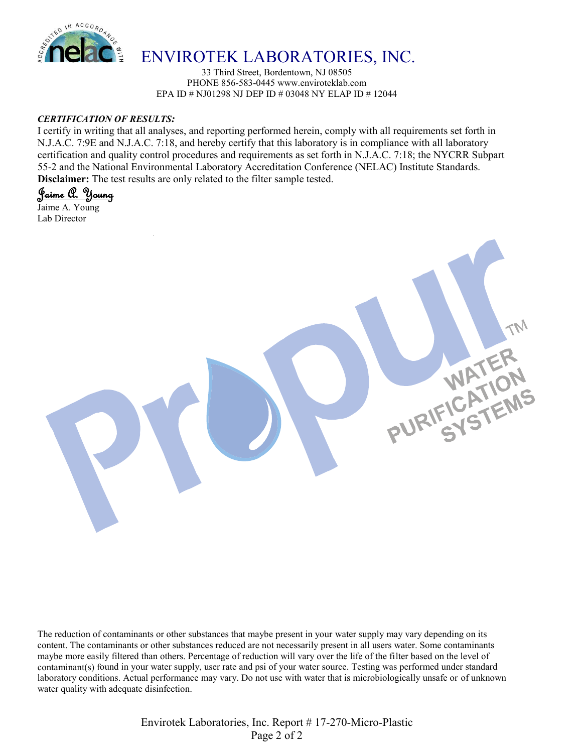# ENVIROTEK LABORATORIES, INC.

33 Third Street, Bordentown, NJ 08505
PHONE 856-583-0445 www.enviroteklab.com
EPA ID # NJ01298 NJ DEP ID # 03048 NY ELAP ID # 12044

***CERTIFICATION OF RESULTS:***

I certify in writing that all analyses, and reporting performed herein, comply with all requirements set forth in N.J.A.C. 7:9E and N.J.A.C. 7:18, and hereby certify that this laboratory is in compliance with all laboratory certification and quality control procedures and requirements as set forth in N.J.A.C. 7:18; the NYCRR Subpart 55-2 and the National Environmental Laboratory Accreditation Conference (NELAC) Institute Standards.

**Disclaimer:** The test results are only related to the filter sample tested.

Jaime A. Young

Jaime A. Young
Lab Director

The reduction of contaminants or other substances that maybe present in your water supply may vary depending on its content. The contaminants or other substances reduced are not necessarily present in all users water. Some contaminants maybe more easily filtered than others. Percentage of reduction will vary over the life of the filter based on the level of contaminant(s) found in your water supply, user rate and psi of your water source. Testing was performed under standard laboratory conditions. Actual performance may vary. Do not use with water that is microbiologically unsafe or of unknown water quality with adequate disinfection.

Envirotek Laboratories, Inc. Report # 17-270-Micro-Plastic